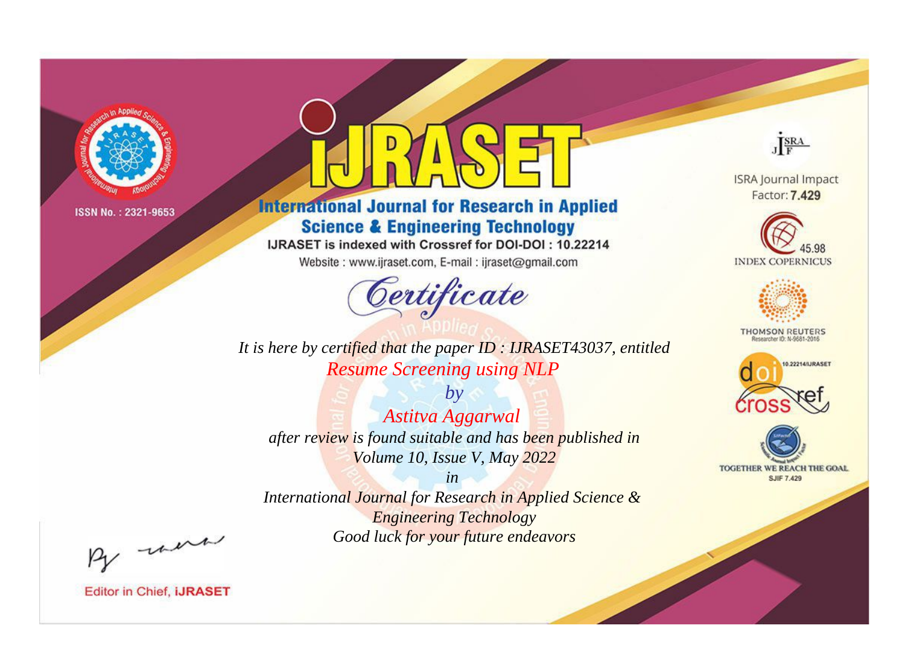ISSN No. : 2321-9653

# IJRASET

## International Journal for Research in Applied Science & Engineering Technology

IJRASET is indexed with Crossref for DOI-DOI : 10.22214

Website : www.ijraset.com, E-mail : ijraset@gmail.com

ISRA Journal Impact Factor: **7.429**

45.98 INDEX COPERNICUS

THOMSON REUTERS Researcher ID: N-9681-2016

10.22214/IJRASET

TOGETHER WE REACH THE GOAL SJIF 7.429

# *Certificate*

*It is here by certified that the paper ID : IJRASET43037, entitled*

*Resume Screening using NLP*

*by*

*Astitva Aggarwal*

*after review is found suitable and has been published in*

*Volume 10, Issue V, May 2022*

*in*

*International Journal for Research in Applied Science & Engineering Technology*

*Good luck for your future endeavors*

Editor in Chief, **iJRASET**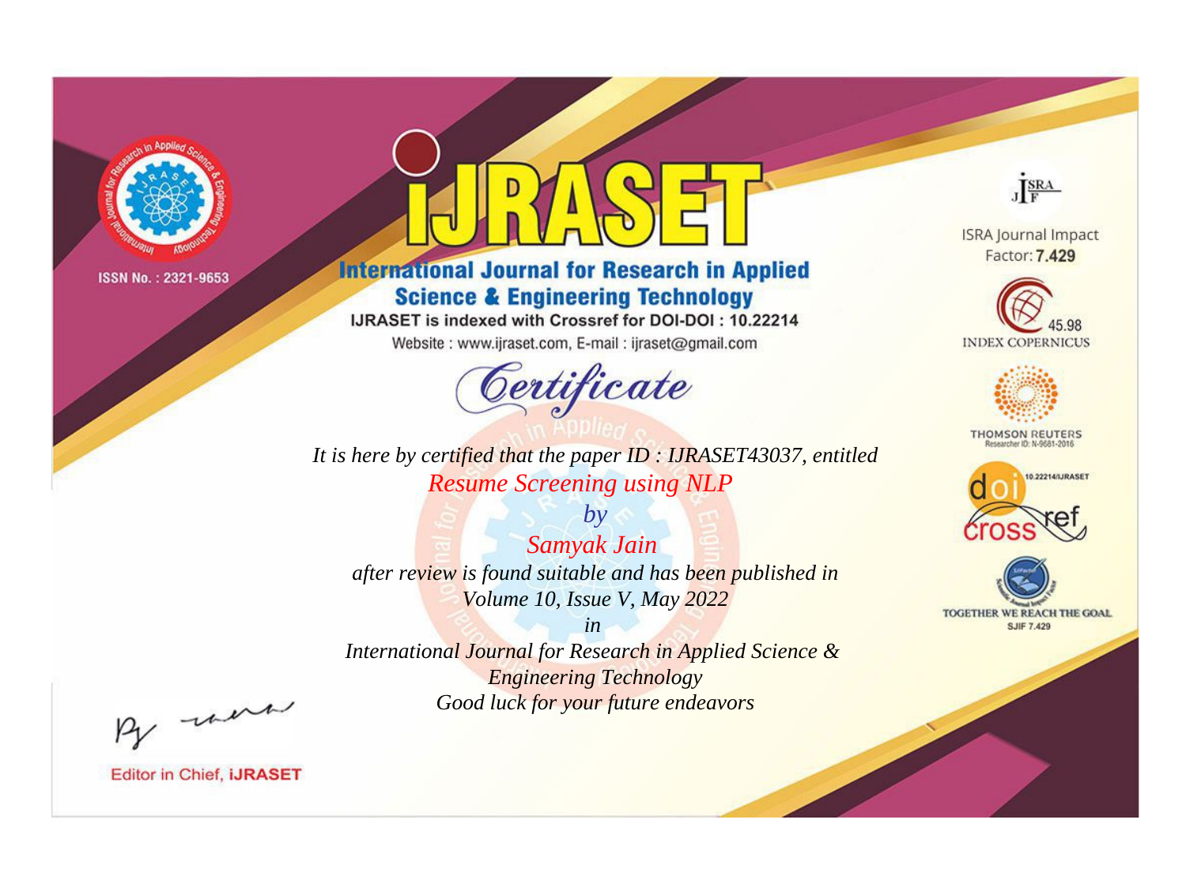ISSN No. : 2321-9653

# IJRASET

## International Journal for Research in Applied Science & Engineering Technology

IJRASET is indexed with Crossref for DOI-DOI : 10.22214

Website : www.ijraset.com, E-mail : ijraset@gmail.com

*Certificate*

*It is here by certified that the paper ID : IJRASET43037, entitled*

*Resume Screening using NLP*

*by*

*Samyak Jain*

*after review is found suitable and has been published in*

*Volume 10, Issue V, May 2022*

*in*

*International Journal for Research in Applied Science & Engineering Technology*

*Good luck for your future endeavors*

ISRA Journal Impact Factor: **7.429**

45.98 INDEX COPERNICUS

THOMSON REUTERS Researcher ID: N-9681-2016

10.22214/IJRASET

TOGETHER WE REACH THE GOAL SJIF 7.429

Editor in Chief, **IJRASET**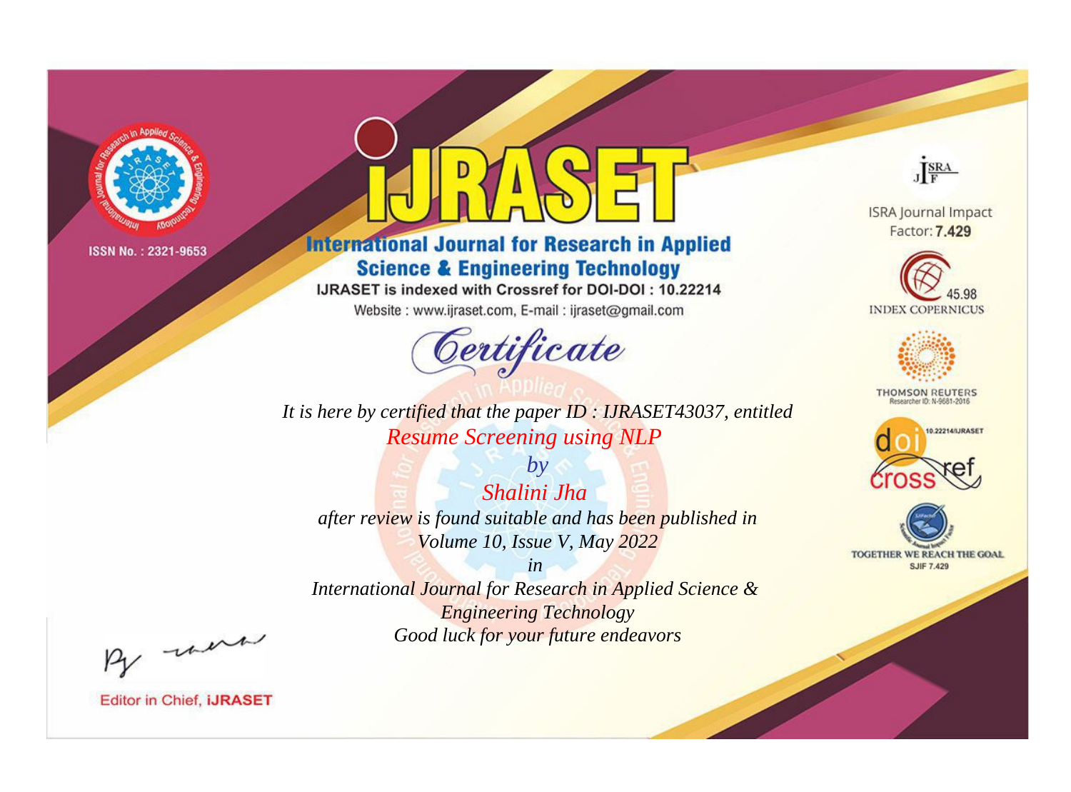ISSN No. : 2321-9653

# iJRASET

## International Journal for Research in Applied Science & Engineering Technology

IJRASET is indexed with Crossref for DOI-DOI : 10.22214

Website : www.ijraset.com, E-mail : ijraset@gmail.com

*Certificate*

*It is here by certified that the paper ID : IJRASET43037, entitled*

*Resume Screening using NLP*

*by*

*Shalini Jha*

*after review is found suitable and has been published in*

*Volume 10, Issue V, May 2022*

*in*

*International Journal for Research in Applied Science & Engineering Technology*

*Good luck for your future endeavors*

ISRA Journal Impact Factor: **7.429**

45.98 INDEX COPERNICUS

THOMSON REUTERS Researcher ID: N-9681-2016

10.22214/IJRASET

TOGETHER WE REACH THE GOAL SJIF 7.429

Editor in Chief, **iJRASET**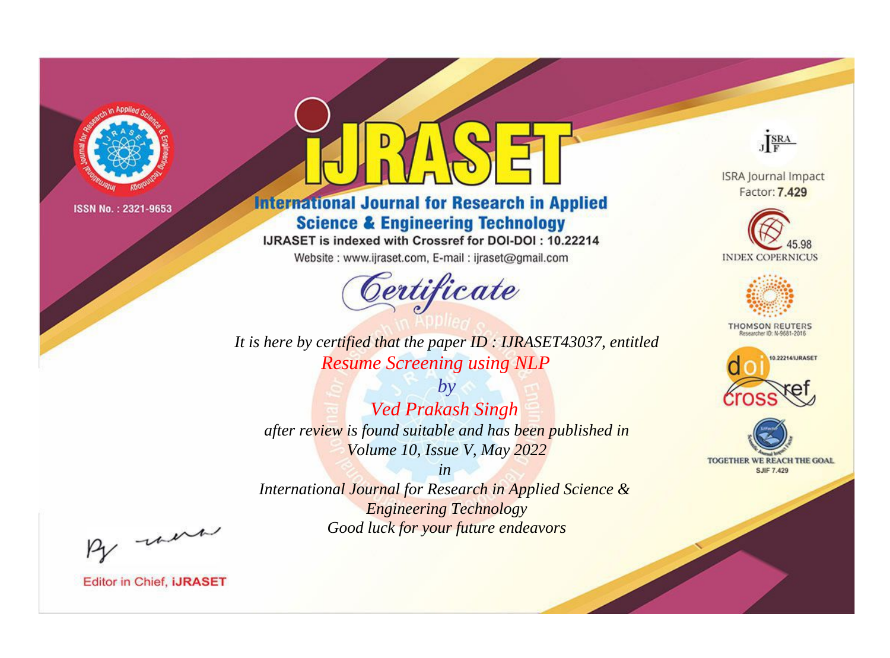ISSN No. : 2321-9653

# iJRASET

## International Journal for Research in Applied Science & Engineering Technology

IJRASET is indexed with Crossref for DOI-DOI : 10.22214

Website : www.ijraset.com, E-mail : ijraset@gmail.com

*Certificate*

*It is here by certified that the paper ID : IJRASET43037, entitled*

*Resume Screening using NLP*

*by*

*Ved Prakash Singh*

*after review is found suitable and has been published in*

*Volume 10, Issue V, May 2022*

*in*

*International Journal for Research in Applied Science & Engineering Technology*

*Good luck for your future endeavors*

ISRA Journal Impact Factor: **7.429**

45.98 INDEX COPERNICUS

THOMSON REUTERS Researcher ID: N-9681-2016

10.22214/IJRASET

TOGETHER WE REACH THE GOAL SJIF 7.429

Editor in Chief, **iJRASET**